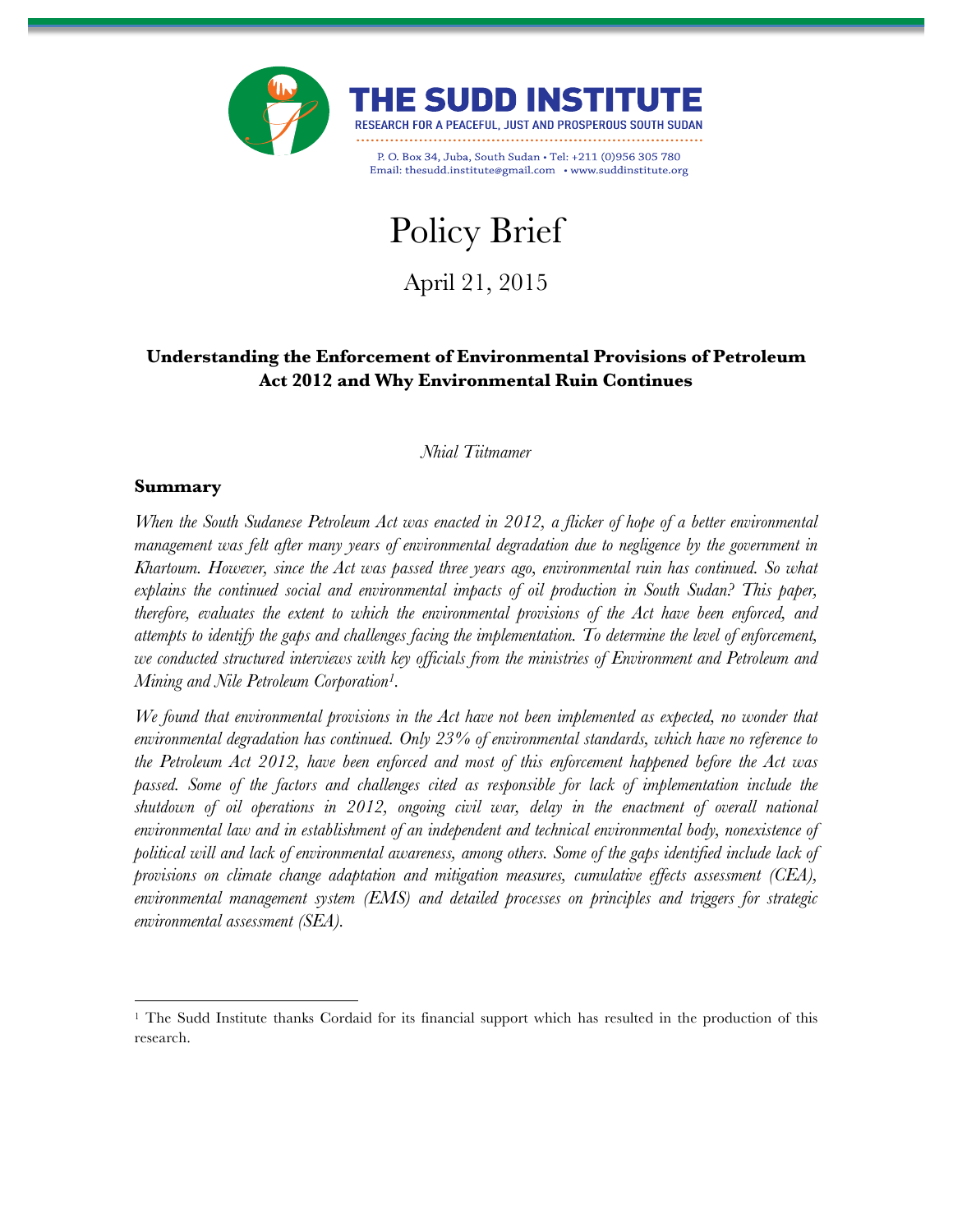THE SUDD INSTITUTE

RESEARCH FOR A PEACEFUL, JUST AND PROSPEROUS SOUTH SUDAN

P. O. Box 34, Juba, South Sudan • Tel: +211 (0)956 305 780
Email: thesudd.institute@gmail.com • www.suddinstitute.org

# Policy Brief

April 21, 2015

## Understanding the Enforcement of Environmental Provisions of Petroleum Act 2012 and Why Environmental Ruin Continues

*Nhial Tiitmamer*

### Summary

*When the South Sudanese Petroleum Act was enacted in 2012, a flicker of hope of a better environmental management was felt after many years of environmental degradation due to negligence by the government in Khartoum. However, since the Act was passed three years ago, environmental ruin has continued. So what explains the continued social and environmental impacts of oil production in South Sudan? This paper, therefore, evaluates the extent to which the environmental provisions of the Act have been enforced, and attempts to identify the gaps and challenges facing the implementation. To determine the level of enforcement, we conducted structured interviews with key officials from the ministries of Environment and Petroleum and Mining and Nile Petroleum Corporation[1].*

*We found that environmental provisions in the Act have not been implemented as expected, no wonder that environmental degradation has continued. Only 23% of environmental standards, which have no reference to the Petroleum Act 2012, have been enforced and most of this enforcement happened before the Act was passed. Some of the factors and challenges cited as responsible for lack of implementation include the shutdown of oil operations in 2012, ongoing civil war, delay in the enactment of overall national environmental law and in establishment of an independent and technical environmental body, nonexistence of political will and lack of environmental awareness, among others. Some of the gaps identified include lack of provisions on climate change adaptation and mitigation measures, cumulative effects assessment (CEA), environmental management system (EMS) and detailed processes on principles and triggers for strategic environmental assessment (SEA).*

[1] The Sudd Institute thanks Cordaid for its financial support which has resulted in the production of this research.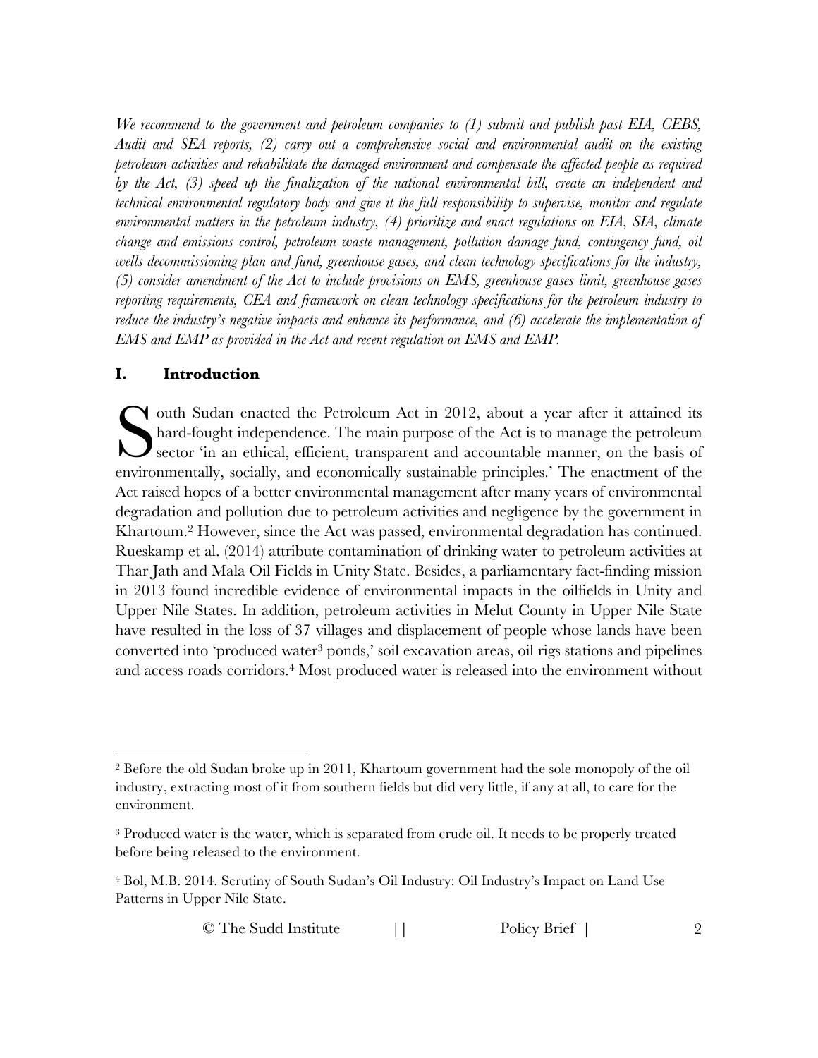*We recommend to the government and petroleum companies to (1) submit and publish past EIA, CEBS, Audit and SEA reports, (2) carry out a comprehensive social and environmental audit on the existing petroleum activities and rehabilitate the damaged environment and compensate the affected people as required by the Act, (3) speed up the finalization of the national environmental bill, create an independent and technical environmental regulatory body and give it the full responsibility to supervise, monitor and regulate environmental matters in the petroleum industry, (4) prioritize and enact regulations on EIA, SIA, climate change and emissions control, petroleum waste management, pollution damage fund, contingency fund, oil wells decommissioning plan and fund, greenhouse gases, and clean technology specifications for the industry, (5) consider amendment of the Act to include provisions on EMS, greenhouse gases limit, greenhouse gases reporting requirements, CEA and framework on clean technology specifications for the petroleum industry to reduce the industry's negative impacts and enhance its performance, and (6) accelerate the implementation of EMS and EMP as provided in the Act and recent regulation on EMS and EMP.*

## I. Introduction

South Sudan enacted the Petroleum Act in 2012, about a year after it attained its hard-fought independence. The main purpose of the Act is to manage the petroleum sector 'in an ethical, efficient, transparent and accountable manner, on the basis of environmentally, socially, and economically sustainable principles.' The enactment of the Act raised hopes of a better environmental management after many years of environmental degradation and pollution due to petroleum activities and negligence by the government in Khartoum.[2] However, since the Act was passed, environmental degradation has continued. Rueskamp et al. (2014) attribute contamination of drinking water to petroleum activities at Thar Jath and Mala Oil Fields in Unity State. Besides, a parliamentary fact-finding mission in 2013 found incredible evidence of environmental impacts in the oilfields in Unity and Upper Nile States. In addition, petroleum activities in Melut County in Upper Nile State have resulted in the loss of 37 villages and displacement of people whose lands have been converted into 'produced water[3] ponds,' soil excavation areas, oil rigs stations and pipelines and access roads corridors.[4] Most produced water is released into the environment without

[2] Before the old Sudan broke up in 2011, Khartoum government had the sole monopoly of the oil industry, extracting most of it from southern fields but did very little, if any at all, to care for the environment.

[3] Produced water is the water, which is separated from crude oil. It needs to be properly treated before being released to the environment.

[4] Bol, M.B. 2014. Scrutiny of South Sudan's Oil Industry: Oil Industry's Impact on Land Use Patterns in Upper Nile State.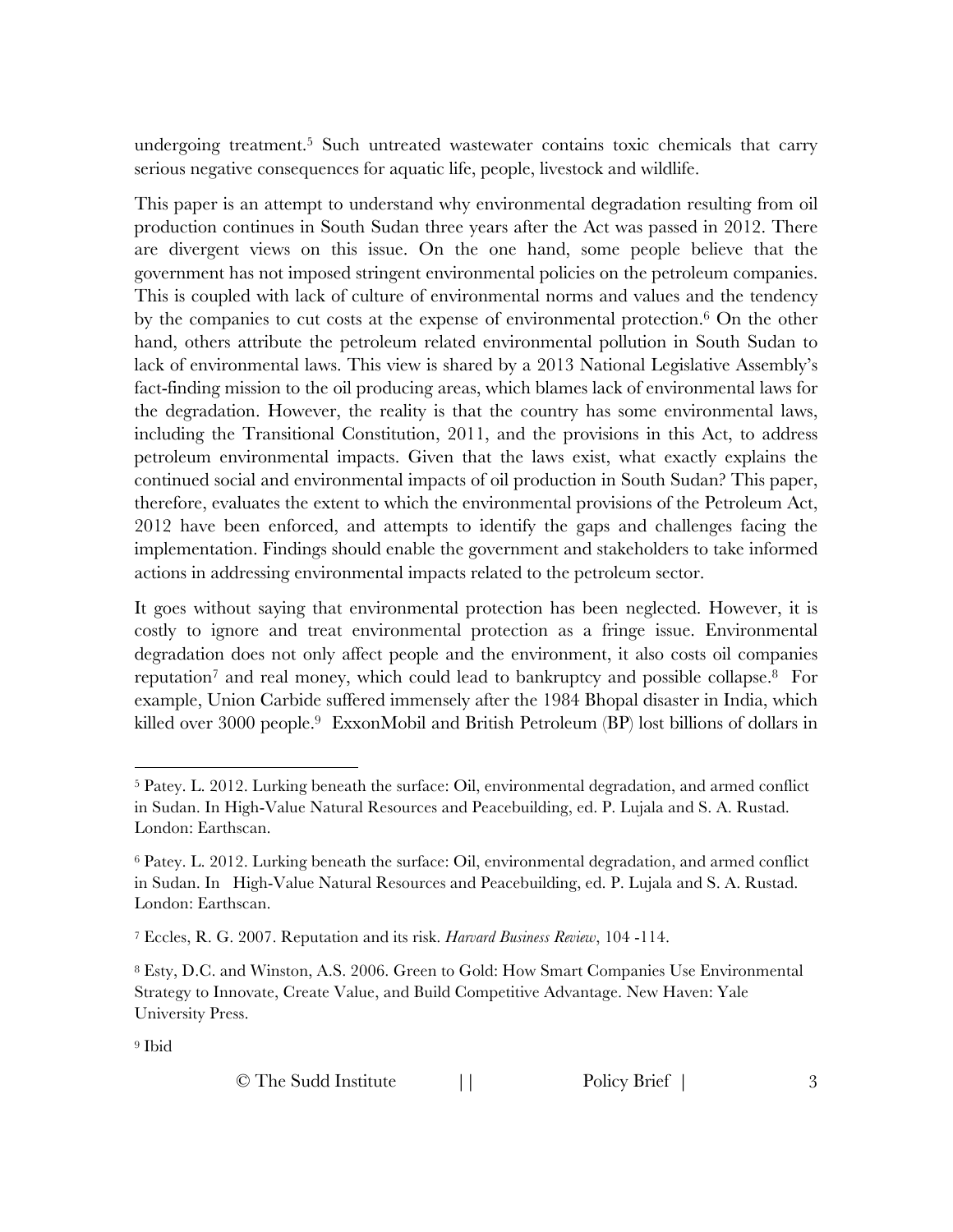undergoing treatment.[5] Such untreated wastewater contains toxic chemicals that carry serious negative consequences for aquatic life, people, livestock and wildlife.

This paper is an attempt to understand why environmental degradation resulting from oil production continues in South Sudan three years after the Act was passed in 2012. There are divergent views on this issue. On the one hand, some people believe that the government has not imposed stringent environmental policies on the petroleum companies. This is coupled with lack of culture of environmental norms and values and the tendency by the companies to cut costs at the expense of environmental protection.[6] On the other hand, others attribute the petroleum related environmental pollution in South Sudan to lack of environmental laws. This view is shared by a 2013 National Legislative Assembly's fact-finding mission to the oil producing areas, which blames lack of environmental laws for the degradation. However, the reality is that the country has some environmental laws, including the Transitional Constitution, 2011, and the provisions in this Act, to address petroleum environmental impacts. Given that the laws exist, what exactly explains the continued social and environmental impacts of oil production in South Sudan? This paper, therefore, evaluates the extent to which the environmental provisions of the Petroleum Act, 2012 have been enforced, and attempts to identify the gaps and challenges facing the implementation. Findings should enable the government and stakeholders to take informed actions in addressing environmental impacts related to the petroleum sector.

It goes without saying that environmental protection has been neglected. However, it is costly to ignore and treat environmental protection as a fringe issue. Environmental degradation does not only affect people and the environment, it also costs oil companies reputation[7] and real money, which could lead to bankruptcy and possible collapse.[8] For example, Union Carbide suffered immensely after the 1984 Bhopal disaster in India, which killed over 3000 people.[9] ExxonMobil and British Petroleum (BP) lost billions of dollars in

---

[5] Patey. L. 2012. Lurking beneath the surface: Oil, environmental degradation, and armed conflict in Sudan. In High-Value Natural Resources and Peacebuilding, ed. P. Lujala and S. A. Rustad. London: Earthscan.

[6] Patey. L. 2012. Lurking beneath the surface: Oil, environmental degradation, and armed conflict in Sudan. In High-Value Natural Resources and Peacebuilding, ed. P. Lujala and S. A. Rustad. London: Earthscan.

[7] Eccles, R. G. 2007. Reputation and its risk. *Harvard Business Review*, 104 -114.

[8] Esty, D.C. and Winston, A.S. 2006. Green to Gold: How Smart Companies Use Environmental Strategy to Innovate, Create Value, and Build Competitive Advantage. New Haven: Yale University Press.

[9] Ibid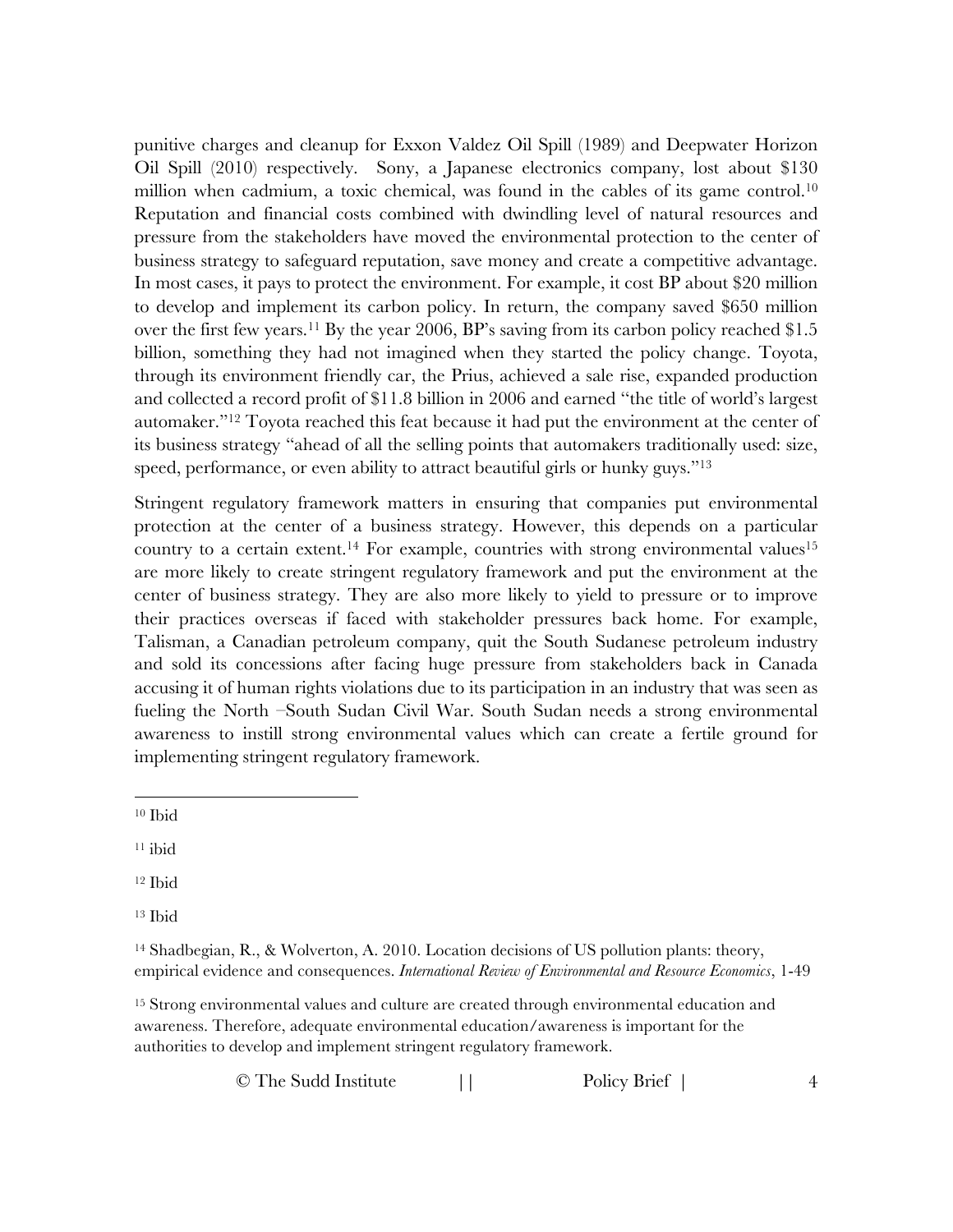punitive charges and cleanup for Exxon Valdez Oil Spill (1989) and Deepwater Horizon Oil Spill (2010) respectively. Sony, a Japanese electronics company, lost about $130 million when cadmium, a toxic chemical, was found in the cables of its game control.[10] Reputation and financial costs combined with dwindling level of natural resources and pressure from the stakeholders have moved the environmental protection to the center of business strategy to safeguard reputation, save money and create a competitive advantage. In most cases, it pays to protect the environment. For example, it cost BP about $20 million to develop and implement its carbon policy. In return, the company saved $650 million over the first few years.[11] By the year 2006, BP's saving from its carbon policy reached $1.5 billion, something they had not imagined when they started the policy change. Toyota, through its environment friendly car, the Prius, achieved a sale rise, expanded production and collected a record profit of $11.8 billion in 2006 and earned "the title of world's largest automaker."[12] Toyota reached this feat because it had put the environment at the center of its business strategy "ahead of all the selling points that automakers traditionally used: size, speed, performance, or even ability to attract beautiful girls or hunky guys."[13]

Stringent regulatory framework matters in ensuring that companies put environmental protection at the center of a business strategy. However, this depends on a particular country to a certain extent.[14] For example, countries with strong environmental values[15] are more likely to create stringent regulatory framework and put the environment at the center of business strategy. They are also more likely to yield to pressure or to improve their practices overseas if faced with stakeholder pressures back home. For example, Talisman, a Canadian petroleum company, quit the South Sudanese petroleum industry and sold its concessions after facing huge pressure from stakeholders back in Canada accusing it of human rights violations due to its participation in an industry that was seen as fueling the North –South Sudan Civil War. South Sudan needs a strong environmental awareness to instill strong environmental values which can create a fertile ground for implementing stringent regulatory framework.

---

[10] Ibid

[11] ibid

[12] Ibid

[13] Ibid

[14] Shadbegian, R., & Wolverton, A. 2010. Location decisions of US pollution plants: theory, empirical evidence and consequences. *International Review of Environmental and Resource Economics*, 1-49

[15] Strong environmental values and culture are created through environmental education and awareness. Therefore, adequate environmental education/awareness is important for the authorities to develop and implement stringent regulatory framework.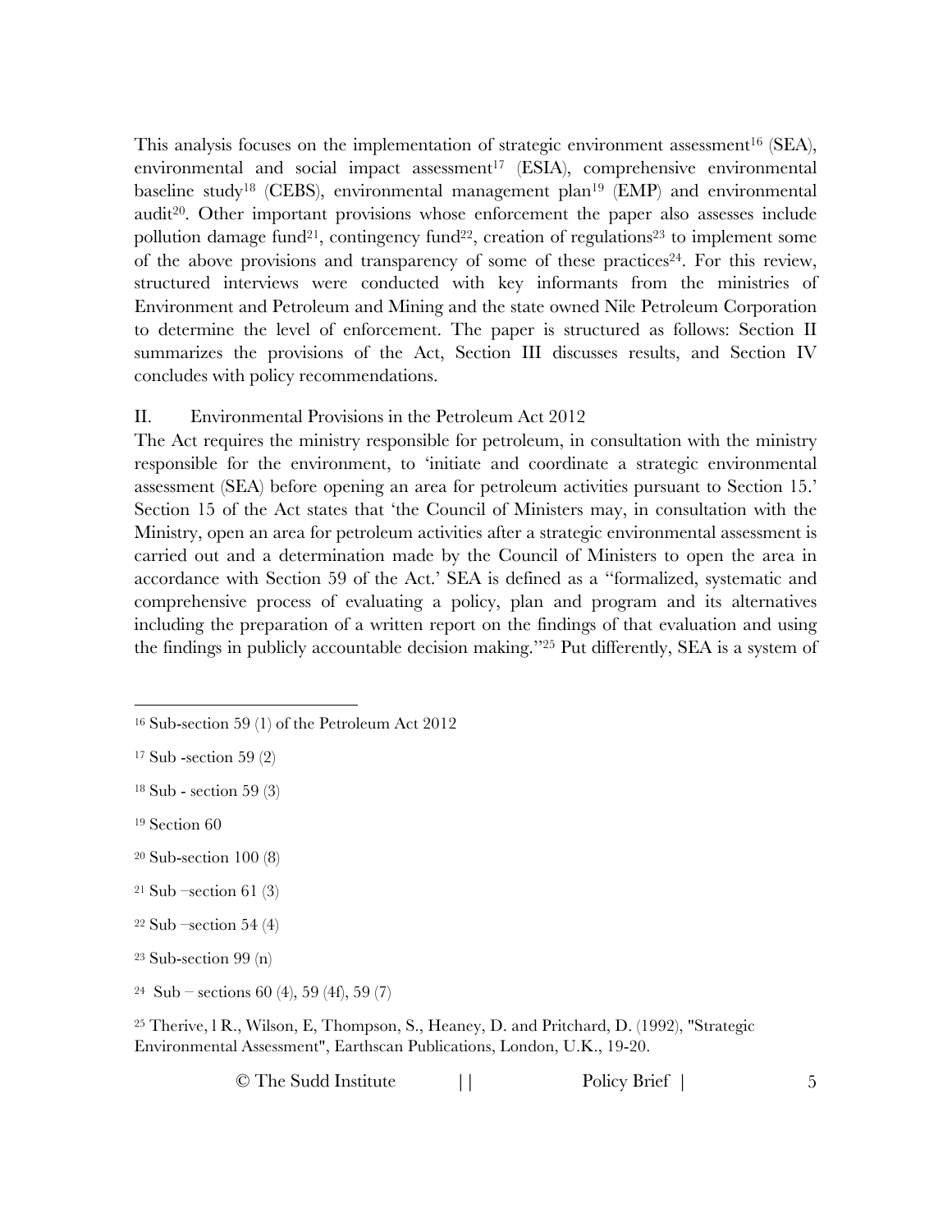This analysis focuses on the implementation of strategic environment assessment[16] (SEA), environmental and social impact assessment[17] (ESIA), comprehensive environmental baseline study[18] (CEBS), environmental management plan[19] (EMP) and environmental audit[20]. Other important provisions whose enforcement the paper also assesses include pollution damage fund[21], contingency fund[22], creation of regulations[23] to implement some of the above provisions and transparency of some of these practices[24]. For this review, structured interviews were conducted with key informants from the ministries of Environment and Petroleum and Mining and the state owned Nile Petroleum Corporation to determine the level of enforcement. The paper is structured as follows: Section II summarizes the provisions of the Act, Section III discusses results, and Section IV concludes with policy recommendations.

## II. Environmental Provisions in the Petroleum Act 2012

The Act requires the ministry responsible for petroleum, in consultation with the ministry responsible for the environment, to 'initiate and coordinate a strategic environmental assessment (SEA) before opening an area for petroleum activities pursuant to Section 15.' Section 15 of the Act states that 'the Council of Ministers may, in consultation with the Ministry, open an area for petroleum activities after a strategic environmental assessment is carried out and a determination made by the Council of Ministers to open the area in accordance with Section 59 of the Act.' SEA is defined as a "formalized, systematic and comprehensive process of evaluating a policy, plan and program and its alternatives including the preparation of a written report on the findings of that evaluation and using the findings in publicly accountable decision making."[25] Put differently, SEA is a system of

---

[16] Sub-section 59 (1) of the Petroleum Act 2012

[17] Sub -section 59 (2)

[18] Sub - section 59 (3)

[19] Section 60

[20] Sub-section 100 (8)

[21] Sub –section 61 (3)

[22] Sub –section 54 (4)

[23] Sub-section 99 (n)

[24] Sub – sections 60 (4), 59 (4f), 59 (7)

[25] Therive, l R., Wilson, E, Thompson, S., Heaney, D. and Pritchard, D. (1992), "Strategic Environmental Assessment", Earthscan Publications, London, U.K., 19-20.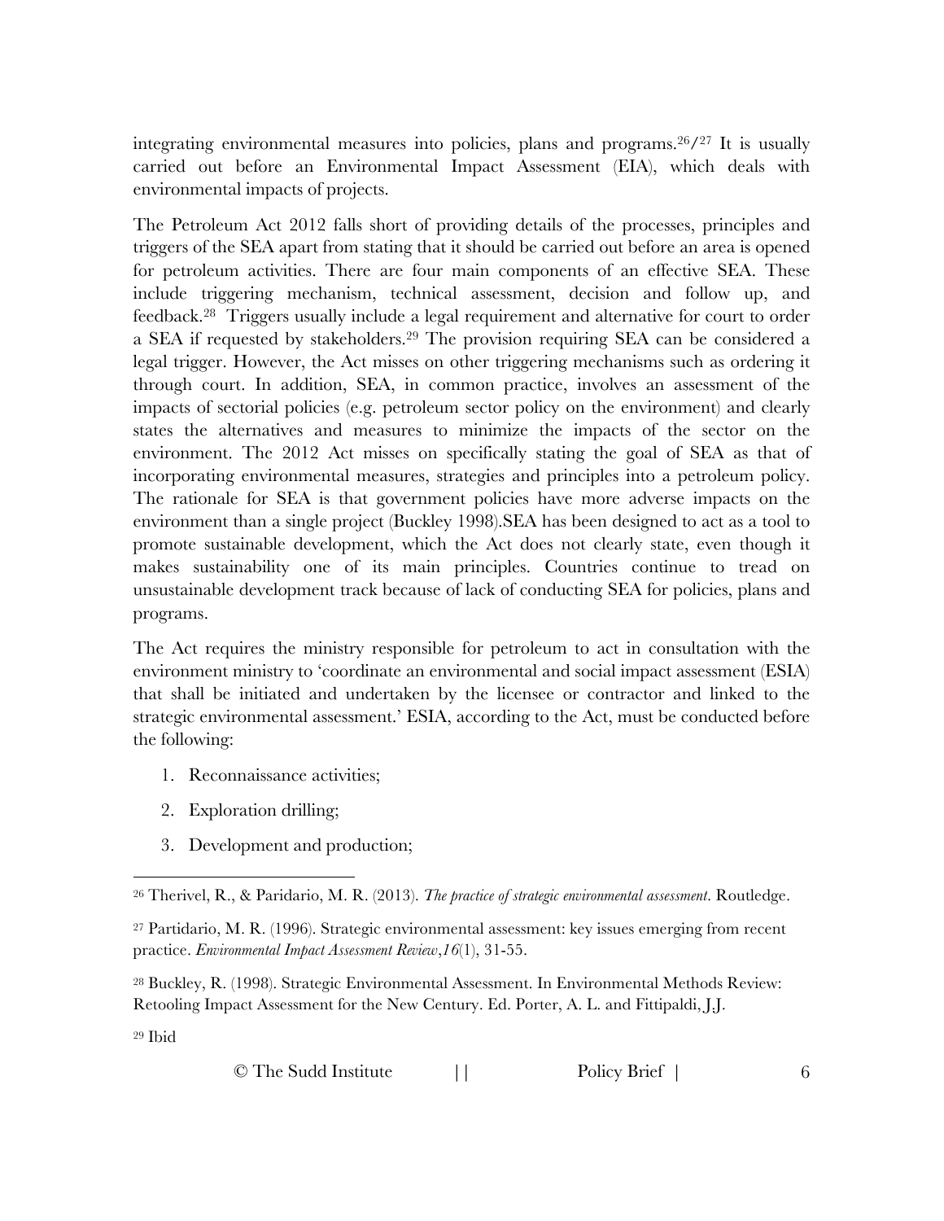integrating environmental measures into policies, plans and programs.[26]/[27] It is usually carried out before an Environmental Impact Assessment (EIA), which deals with environmental impacts of projects.

The Petroleum Act 2012 falls short of providing details of the processes, principles and triggers of the SEA apart from stating that it should be carried out before an area is opened for petroleum activities. There are four main components of an effective SEA. These include triggering mechanism, technical assessment, decision and follow up, and feedback.[28] Triggers usually include a legal requirement and alternative for court to order a SEA if requested by stakeholders.[29] The provision requiring SEA can be considered a legal trigger. However, the Act misses on other triggering mechanisms such as ordering it through court. In addition, SEA, in common practice, involves an assessment of the impacts of sectorial policies (e.g. petroleum sector policy on the environment) and clearly states the alternatives and measures to minimize the impacts of the sector on the environment. The 2012 Act misses on specifically stating the goal of SEA as that of incorporating environmental measures, strategies and principles into a petroleum policy. The rationale for SEA is that government policies have more adverse impacts on the environment than a single project (Buckley 1998).SEA has been designed to act as a tool to promote sustainable development, which the Act does not clearly state, even though it makes sustainability one of its main principles. Countries continue to tread on unsustainable development track because of lack of conducting SEA for policies, plans and programs.

The Act requires the ministry responsible for petroleum to act in consultation with the environment ministry to 'coordinate an environmental and social impact assessment (ESIA) that shall be initiated and undertaken by the licensee or contractor and linked to the strategic environmental assessment.' ESIA, according to the Act, must be conducted before the following:

1. Reconnaissance activities;
2. Exploration drilling;
3. Development and production;

---

[26] Therivel, R., & Paridario, M. R. (2013). *The practice of strategic environmental assessment*. Routledge.

[27] Partidario, M. R. (1996). Strategic environmental assessment: key issues emerging from recent practice. *Environmental Impact Assessment Review*, *16*(1), 31-55.

[28] Buckley, R. (1998). Strategic Environmental Assessment. In Environmental Methods Review: Retooling Impact Assessment for the New Century. Ed. Porter, A. L. and Fittipaldi, J.J.

[29] Ibid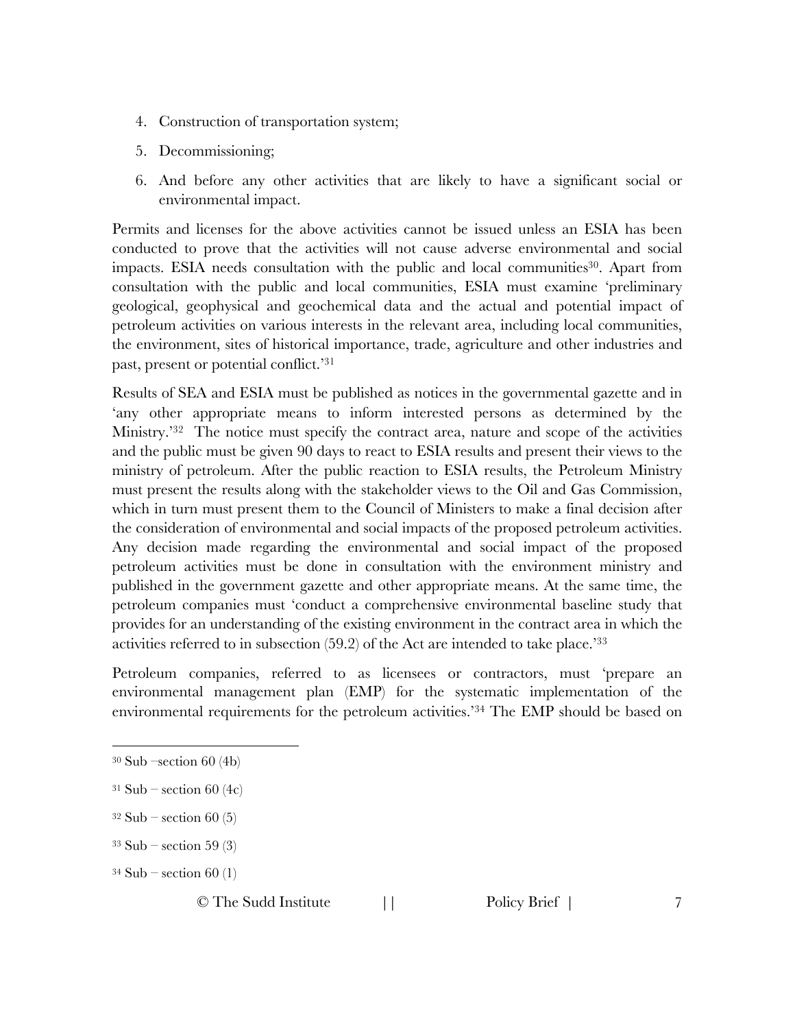4. Construction of transportation system;
5. Decommissioning;
6. And before any other activities that are likely to have a significant social or environmental impact.

Permits and licenses for the above activities cannot be issued unless an ESIA has been conducted to prove that the activities will not cause adverse environmental and social impacts. ESIA needs consultation with the public and local communities[30]. Apart from consultation with the public and local communities, ESIA must examine 'preliminary geological, geophysical and geochemical data and the actual and potential impact of petroleum activities on various interests in the relevant area, including local communities, the environment, sites of historical importance, trade, agriculture and other industries and past, present or potential conflict.'[31]

Results of SEA and ESIA must be published as notices in the governmental gazette and in 'any other appropriate means to inform interested persons as determined by the Ministry.'[32] The notice must specify the contract area, nature and scope of the activities and the public must be given 90 days to react to ESIA results and present their views to the ministry of petroleum. After the public reaction to ESIA results, the Petroleum Ministry must present the results along with the stakeholder views to the Oil and Gas Commission, which in turn must present them to the Council of Ministers to make a final decision after the consideration of environmental and social impacts of the proposed petroleum activities. Any decision made regarding the environmental and social impact of the proposed petroleum activities must be done in consultation with the environment ministry and published in the government gazette and other appropriate means. At the same time, the petroleum companies must 'conduct a comprehensive environmental baseline study that provides for an understanding of the existing environment in the contract area in which the activities referred to in subsection (59.2) of the Act are intended to take place.'[33]

Petroleum companies, referred to as licensees or contractors, must 'prepare an environmental management plan (EMP) for the systematic implementation of the environmental requirements for the petroleum activities.'[34] The EMP should be based on

---

[30] Sub –section 60 (4b)

[31] Sub – section 60 (4c)

[32] Sub – section 60 (5)

[33] Sub – section 59 (3)

[34] Sub – section 60 (1)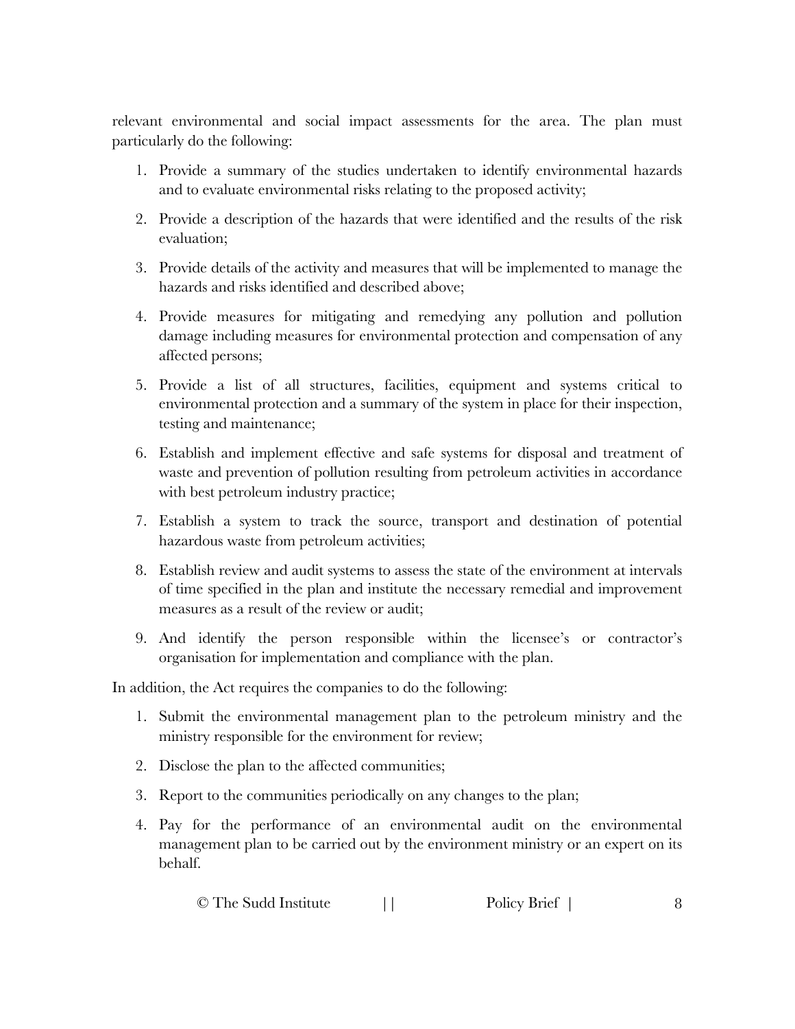relevant environmental and social impact assessments for the area. The plan must particularly do the following:

1. Provide a summary of the studies undertaken to identify environmental hazards and to evaluate environmental risks relating to the proposed activity;
2. Provide a description of the hazards that were identified and the results of the risk evaluation;
3. Provide details of the activity and measures that will be implemented to manage the hazards and risks identified and described above;
4. Provide measures for mitigating and remedying any pollution and pollution damage including measures for environmental protection and compensation of any affected persons;
5. Provide a list of all structures, facilities, equipment and systems critical to environmental protection and a summary of the system in place for their inspection, testing and maintenance;
6. Establish and implement effective and safe systems for disposal and treatment of waste and prevention of pollution resulting from petroleum activities in accordance with best petroleum industry practice;
7. Establish a system to track the source, transport and destination of potential hazardous waste from petroleum activities;
8. Establish review and audit systems to assess the state of the environment at intervals of time specified in the plan and institute the necessary remedial and improvement measures as a result of the review or audit;
9. And identify the person responsible within the licensee's or contractor's organisation for implementation and compliance with the plan.

In addition, the Act requires the companies to do the following:

1. Submit the environmental management plan to the petroleum ministry and the ministry responsible for the environment for review;
2. Disclose the plan to the affected communities;
3. Report to the communities periodically on any changes to the plan;
4. Pay for the performance of an environmental audit on the environmental management plan to be carried out by the environment ministry or an expert on its behalf.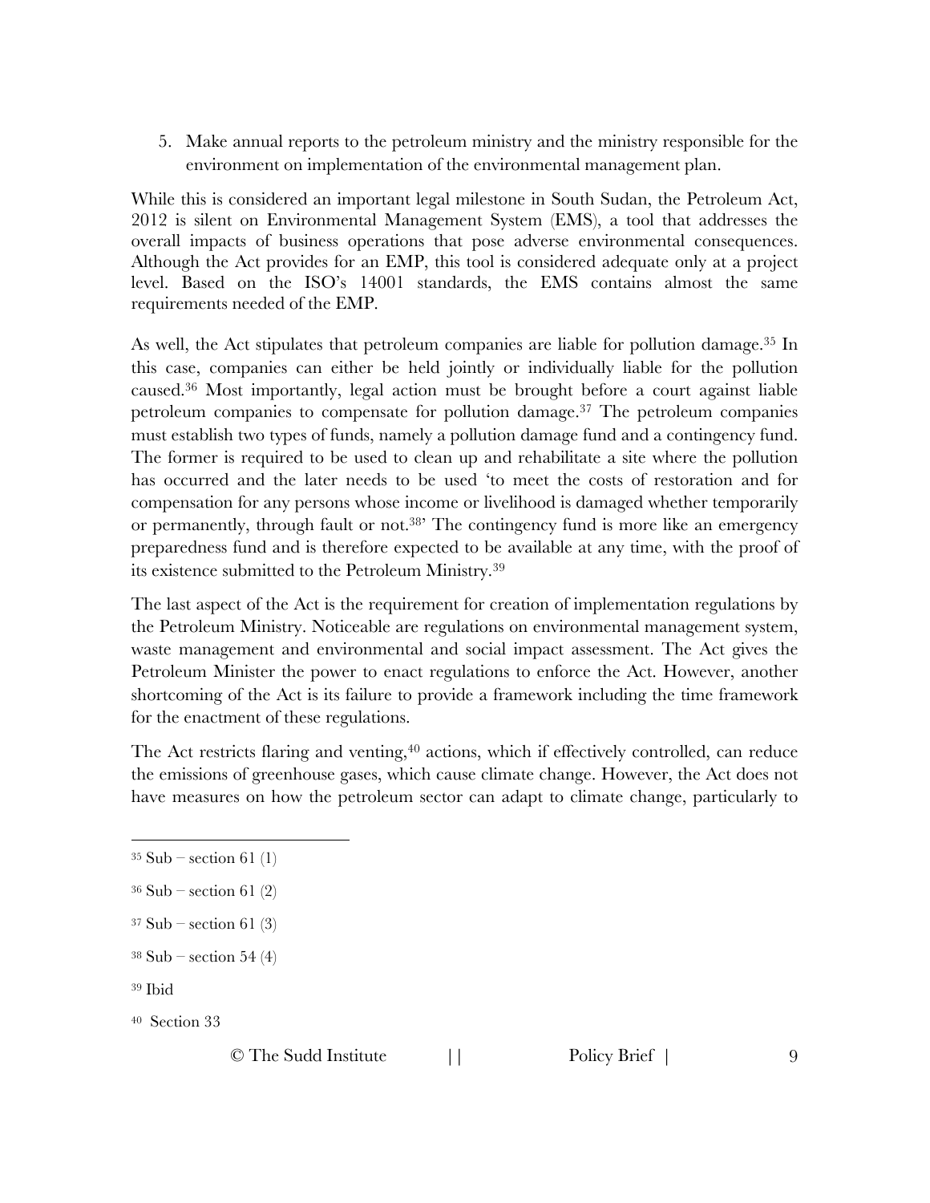5. Make annual reports to the petroleum ministry and the ministry responsible for the environment on implementation of the environmental management plan.

While this is considered an important legal milestone in South Sudan, the Petroleum Act, 2012 is silent on Environmental Management System (EMS), a tool that addresses the overall impacts of business operations that pose adverse environmental consequences. Although the Act provides for an EMP, this tool is considered adequate only at a project level. Based on the ISO's 14001 standards, the EMS contains almost the same requirements needed of the EMP.

As well, the Act stipulates that petroleum companies are liable for pollution damage.[35] In this case, companies can either be held jointly or individually liable for the pollution caused.[36] Most importantly, legal action must be brought before a court against liable petroleum companies to compensate for pollution damage.[37] The petroleum companies must establish two types of funds, namely a pollution damage fund and a contingency fund. The former is required to be used to clean up and rehabilitate a site where the pollution has occurred and the later needs to be used 'to meet the costs of restoration and for compensation for any persons whose income or livelihood is damaged whether temporarily or permanently, through fault or not.[38]' The contingency fund is more like an emergency preparedness fund and is therefore expected to be available at any time, with the proof of its existence submitted to the Petroleum Ministry.[39]

The last aspect of the Act is the requirement for creation of implementation regulations by the Petroleum Ministry. Noticeable are regulations on environmental management system, waste management and environmental and social impact assessment. The Act gives the Petroleum Minister the power to enact regulations to enforce the Act. However, another shortcoming of the Act is its failure to provide a framework including the time framework for the enactment of these regulations.

The Act restricts flaring and venting,[40] actions, which if effectively controlled, can reduce the emissions of greenhouse gases, which cause climate change. However, the Act does not have measures on how the petroleum sector can adapt to climate change, particularly to

---

[35] Sub – section 61 (1)

[36] Sub – section 61 (2)

[37] Sub – section 61 (3)

[38] Sub – section 54 (4)

[39] Ibid

[40] Section 33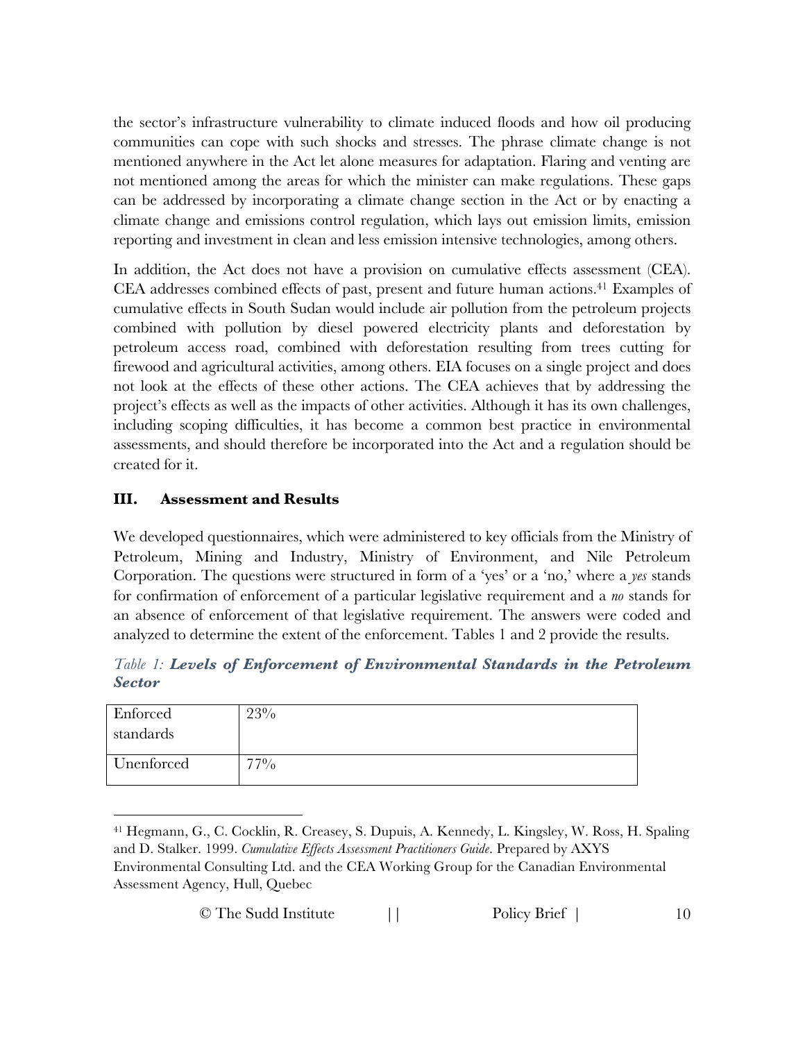the sector's infrastructure vulnerability to climate induced floods and how oil producing communities can cope with such shocks and stresses. The phrase climate change is not mentioned anywhere in the Act let alone measures for adaptation. Flaring and venting are not mentioned among the areas for which the minister can make regulations. These gaps can be addressed by incorporating a climate change section in the Act or by enacting a climate change and emissions control regulation, which lays out emission limits, emission reporting and investment in clean and less emission intensive technologies, among others.

In addition, the Act does not have a provision on cumulative effects assessment (CEA). CEA addresses combined effects of past, present and future human actions.[41] Examples of cumulative effects in South Sudan would include air pollution from the petroleum projects combined with pollution by diesel powered electricity plants and deforestation by petroleum access road, combined with deforestation resulting from trees cutting for firewood and agricultural activities, among others. EIA focuses on a single project and does not look at the effects of these other actions. The CEA achieves that by addressing the project's effects as well as the impacts of other activities. Although it has its own challenges, including scoping difficulties, it has become a common best practice in environmental assessments, and should therefore be incorporated into the Act and a regulation should be created for it.

## III. Assessment and Results

We developed questionnaires, which were administered to key officials from the Ministry of Petroleum, Mining and Industry, Ministry of Environment, and Nile Petroleum Corporation. The questions were structured in form of a 'yes' or a 'no,' where a *yes* stands for confirmation of enforcement of a particular legislative requirement and a *no* stands for an absence of enforcement of that legislative requirement. The answers were coded and analyzed to determine the extent of the enforcement. Tables 1 and 2 provide the results.

*Table 1:* ***Levels of Enforcement of Environmental Standards in the Petroleum Sector***

| | |
|---|---|
| Enforced standards | 23% |
| Unenforced | 77% |

[41] Hegmann, G., C. Cocklin, R. Creasey, S. Dupuis, A. Kennedy, L. Kingsley, W. Ross, H. Spaling and D. Stalker. 1999. *Cumulative Effects Assessment Practitioners Guide*. Prepared by AXYS Environmental Consulting Ltd. and the CEA Working Group for the Canadian Environmental Assessment Agency, Hull, Quebec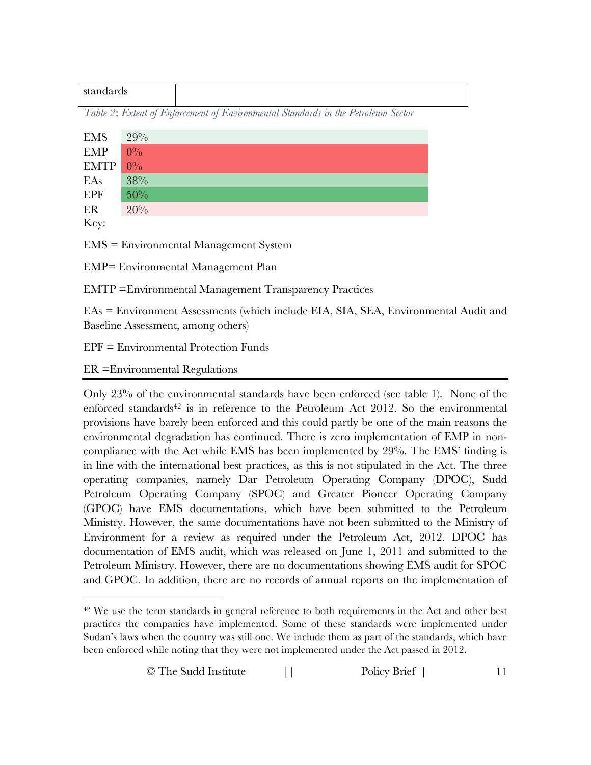| standards | |
|---|---|

*Table 2*: *Extent of Enforcement of Environmental Standards in the Petroleum Sector*

| | |
|---|---|
| EMS | 29% |
| EMP | 0% |
| EMTP | 0% |
| EAs | 38% |
| EPF | 50% |
| ER | 20% |

Key:

EMS = Environmental Management System

EMP= Environmental Management Plan

EMTP =Environmental Management Transparency Practices

EAs = Environment Assessments (which include EIA, SIA, SEA, Environmental Audit and Baseline Assessment, among others)

EPF = Environmental Protection Funds

ER =Environmental Regulations

---

Only 23% of the environmental standards have been enforced (see table 1). None of the enforced standards[42] is in reference to the Petroleum Act 2012. So the environmental provisions have barely been enforced and this could partly be one of the main reasons the environmental degradation has continued. There is zero implementation of EMP in non-compliance with the Act while EMS has been implemented by 29%. The EMS' finding is in line with the international best practices, as this is not stipulated in the Act. The three operating companies, namely Dar Petroleum Operating Company (DPOC), Sudd Petroleum Operating Company (SPOC) and Greater Pioneer Operating Company (GPOC) have EMS documentations, which have been submitted to the Petroleum Ministry. However, the same documentations have not been submitted to the Ministry of Environment for a review as required under the Petroleum Act, 2012. DPOC has documentation of EMS audit, which was released on June 1, 2011 and submitted to the Petroleum Ministry. However, there are no documentations showing EMS audit for SPOC and GPOC. In addition, there are no records of annual reports on the implementation of

[42] We use the term standards in general reference to both requirements in the Act and other best practices the companies have implemented. Some of these standards were implemented under Sudan's laws when the country was still one. We include them as part of the standards, which have been enforced while noting that they were not implemented under the Act passed in 2012.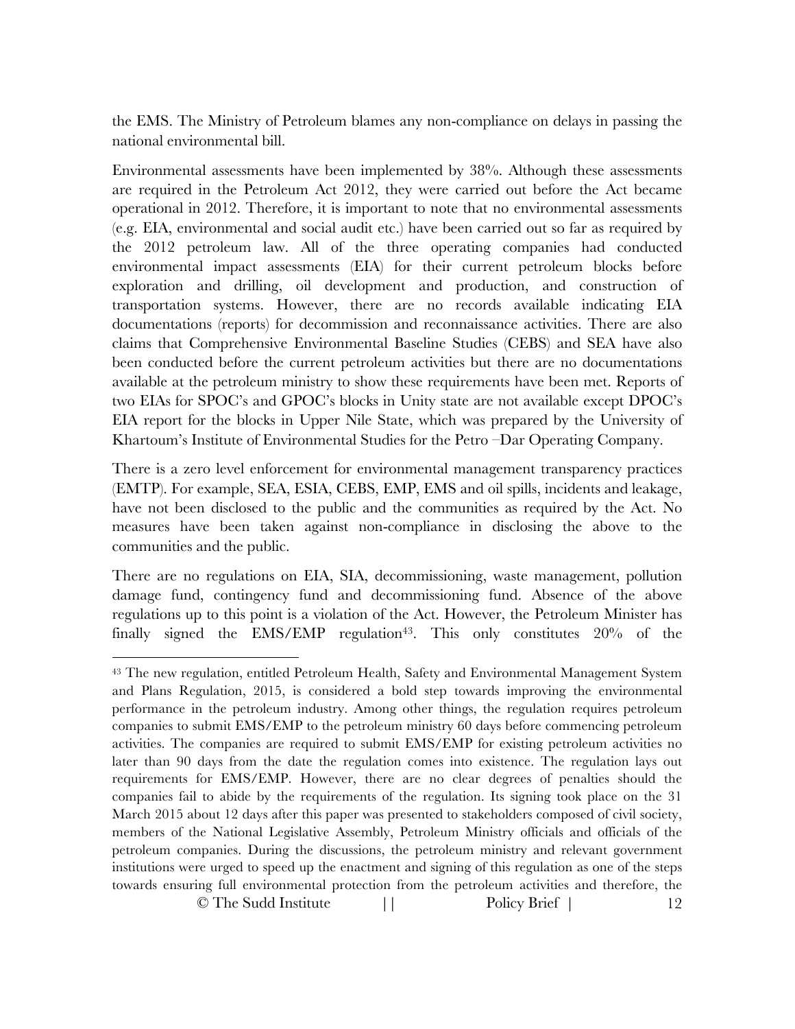the EMS. The Ministry of Petroleum blames any non-compliance on delays in passing the national environmental bill.

Environmental assessments have been implemented by 38%. Although these assessments are required in the Petroleum Act 2012, they were carried out before the Act became operational in 2012. Therefore, it is important to note that no environmental assessments (e.g. EIA, environmental and social audit etc.) have been carried out so far as required by the 2012 petroleum law. All of the three operating companies had conducted environmental impact assessments (EIA) for their current petroleum blocks before exploration and drilling, oil development and production, and construction of transportation systems. However, there are no records available indicating EIA documentations (reports) for decommission and reconnaissance activities. There are also claims that Comprehensive Environmental Baseline Studies (CEBS) and SEA have also been conducted before the current petroleum activities but there are no documentations available at the petroleum ministry to show these requirements have been met. Reports of two EIAs for SPOC's and GPOC's blocks in Unity state are not available except DPOC's EIA report for the blocks in Upper Nile State, which was prepared by the University of Khartoum's Institute of Environmental Studies for the Petro –Dar Operating Company.

There is a zero level enforcement for environmental management transparency practices (EMTP). For example, SEA, ESIA, CEBS, EMP, EMS and oil spills, incidents and leakage, have not been disclosed to the public and the communities as required by the Act. No measures have been taken against non-compliance in disclosing the above to the communities and the public.

There are no regulations on EIA, SIA, decommissioning, waste management, pollution damage fund, contingency fund and decommissioning fund. Absence of the above regulations up to this point is a violation of the Act. However, the Petroleum Minister has finally signed the EMS/EMP regulation[43]. This only constitutes 20% of the

---

[43] The new regulation, entitled Petroleum Health, Safety and Environmental Management System and Plans Regulation, 2015, is considered a bold step towards improving the environmental performance in the petroleum industry. Among other things, the regulation requires petroleum companies to submit EMS/EMP to the petroleum ministry 60 days before commencing petroleum activities. The companies are required to submit EMS/EMP for existing petroleum activities no later than 90 days from the date the regulation comes into existence. The regulation lays out requirements for EMS/EMP. However, there are no clear degrees of penalties should the companies fail to abide by the requirements of the regulation. Its signing took place on the 31 March 2015 about 12 days after this paper was presented to stakeholders composed of civil society, members of the National Legislative Assembly, Petroleum Ministry officials and officials of the petroleum companies. During the discussions, the petroleum ministry and relevant government institutions were urged to speed up the enactment and signing of this regulation as one of the steps towards ensuring full environmental protection from the petroleum activities and therefore, the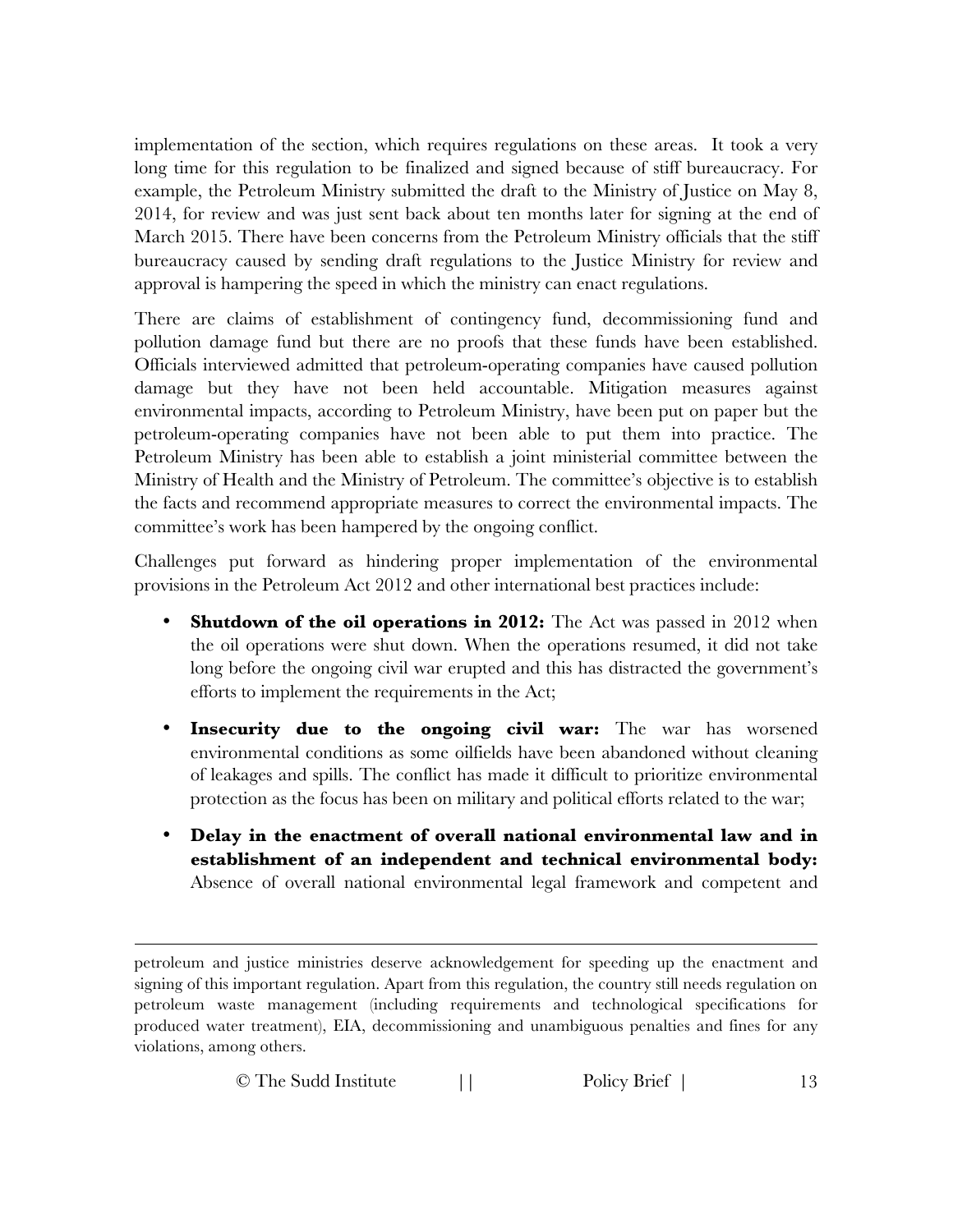implementation of the section, which requires regulations on these areas. It took a very long time for this regulation to be finalized and signed because of stiff bureaucracy. For example, the Petroleum Ministry submitted the draft to the Ministry of Justice on May 8, 2014, for review and was just sent back about ten months later for signing at the end of March 2015. There have been concerns from the Petroleum Ministry officials that the stiff bureaucracy caused by sending draft regulations to the Justice Ministry for review and approval is hampering the speed in which the ministry can enact regulations.

There are claims of establishment of contingency fund, decommissioning fund and pollution damage fund but there are no proofs that these funds have been established. Officials interviewed admitted that petroleum-operating companies have caused pollution damage but they have not been held accountable. Mitigation measures against environmental impacts, according to Petroleum Ministry, have been put on paper but the petroleum-operating companies have not been able to put them into practice. The Petroleum Ministry has been able to establish a joint ministerial committee between the Ministry of Health and the Ministry of Petroleum. The committee's objective is to establish the facts and recommend appropriate measures to correct the environmental impacts. The committee's work has been hampered by the ongoing conflict.

Challenges put forward as hindering proper implementation of the environmental provisions in the Petroleum Act 2012 and other international best practices include:

- **Shutdown of the oil operations in 2012:** The Act was passed in 2012 when the oil operations were shut down. When the operations resumed, it did not take long before the ongoing civil war erupted and this has distracted the government's efforts to implement the requirements in the Act;
- **Insecurity due to the ongoing civil war:** The war has worsened environmental conditions as some oilfields have been abandoned without cleaning of leakages and spills. The conflict has made it difficult to prioritize environmental protection as the focus has been on military and political efforts related to the war;
- **Delay in the enactment of overall national environmental law and in establishment of an independent and technical environmental body:** Absence of overall national environmental legal framework and competent and

---

petroleum and justice ministries deserve acknowledgement for speeding up the enactment and signing of this important regulation. Apart from this regulation, the country still needs regulation on petroleum waste management (including requirements and technological specifications for produced water treatment), EIA, decommissioning and unambiguous penalties and fines for any violations, among others.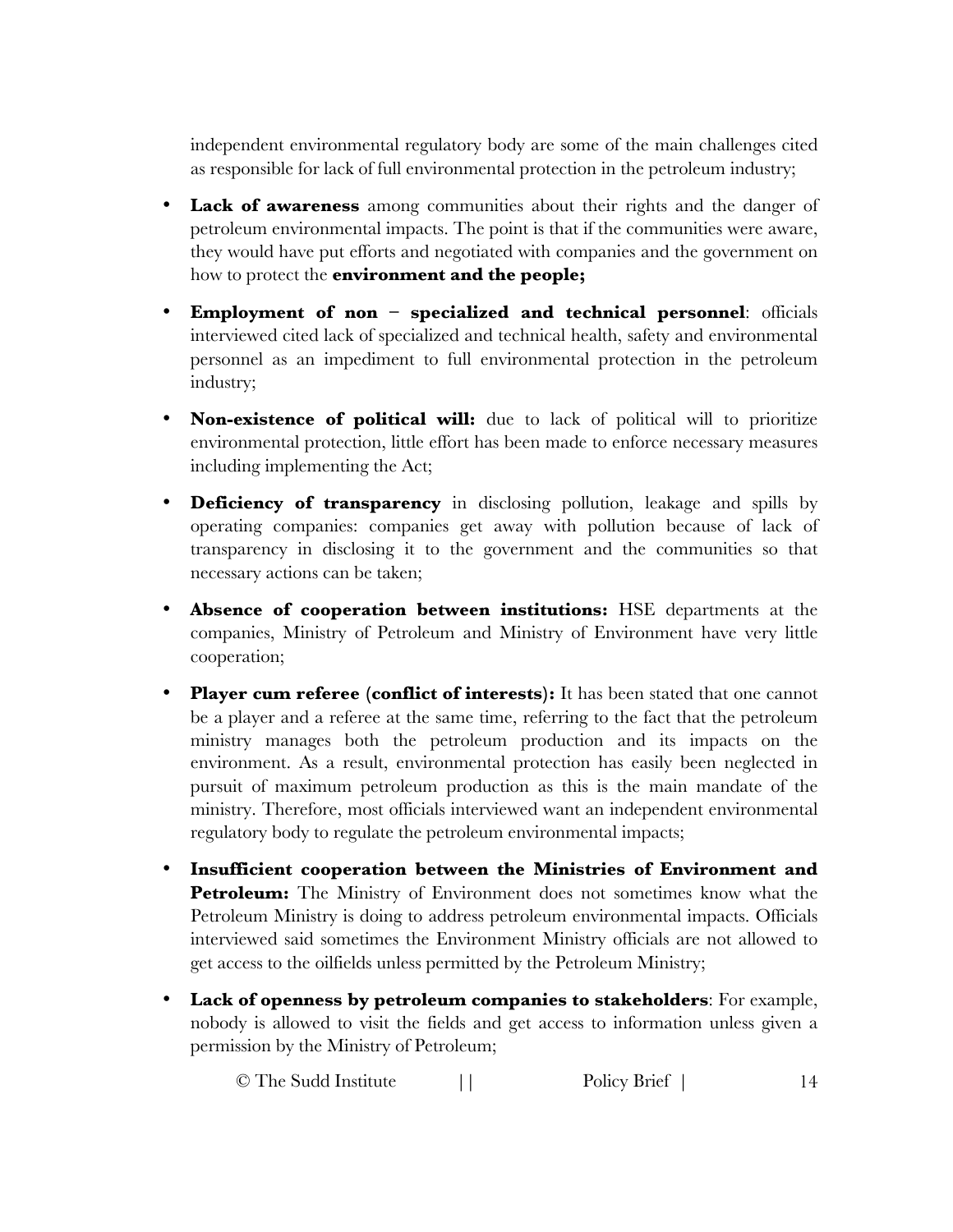independent environmental regulatory body are some of the main challenges cited as responsible for lack of full environmental protection in the petroleum industry;

- **Lack of awareness** among communities about their rights and the danger of petroleum environmental impacts. The point is that if the communities were aware, they would have put efforts and negotiated with companies and the government on how to protect the **environment and the people;**
- **Employment of non – specialized and technical personnel**: officials interviewed cited lack of specialized and technical health, safety and environmental personnel as an impediment to full environmental protection in the petroleum industry;
- **Non-existence of political will:** due to lack of political will to prioritize environmental protection, little effort has been made to enforce necessary measures including implementing the Act;
- **Deficiency of transparency** in disclosing pollution, leakage and spills by operating companies: companies get away with pollution because of lack of transparency in disclosing it to the government and the communities so that necessary actions can be taken;
- **Absence of cooperation between institutions:** HSE departments at the companies, Ministry of Petroleum and Ministry of Environment have very little cooperation;
- **Player cum referee (conflict of interests):** It has been stated that one cannot be a player and a referee at the same time, referring to the fact that the petroleum ministry manages both the petroleum production and its impacts on the environment. As a result, environmental protection has easily been neglected in pursuit of maximum petroleum production as this is the main mandate of the ministry. Therefore, most officials interviewed want an independent environmental regulatory body to regulate the petroleum environmental impacts;
- **Insufficient cooperation between the Ministries of Environment and Petroleum:** The Ministry of Environment does not sometimes know what the Petroleum Ministry is doing to address petroleum environmental impacts. Officials interviewed said sometimes the Environment Ministry officials are not allowed to get access to the oilfields unless permitted by the Petroleum Ministry;
- **Lack of openness by petroleum companies to stakeholders**: For example, nobody is allowed to visit the fields and get access to information unless given a permission by the Ministry of Petroleum;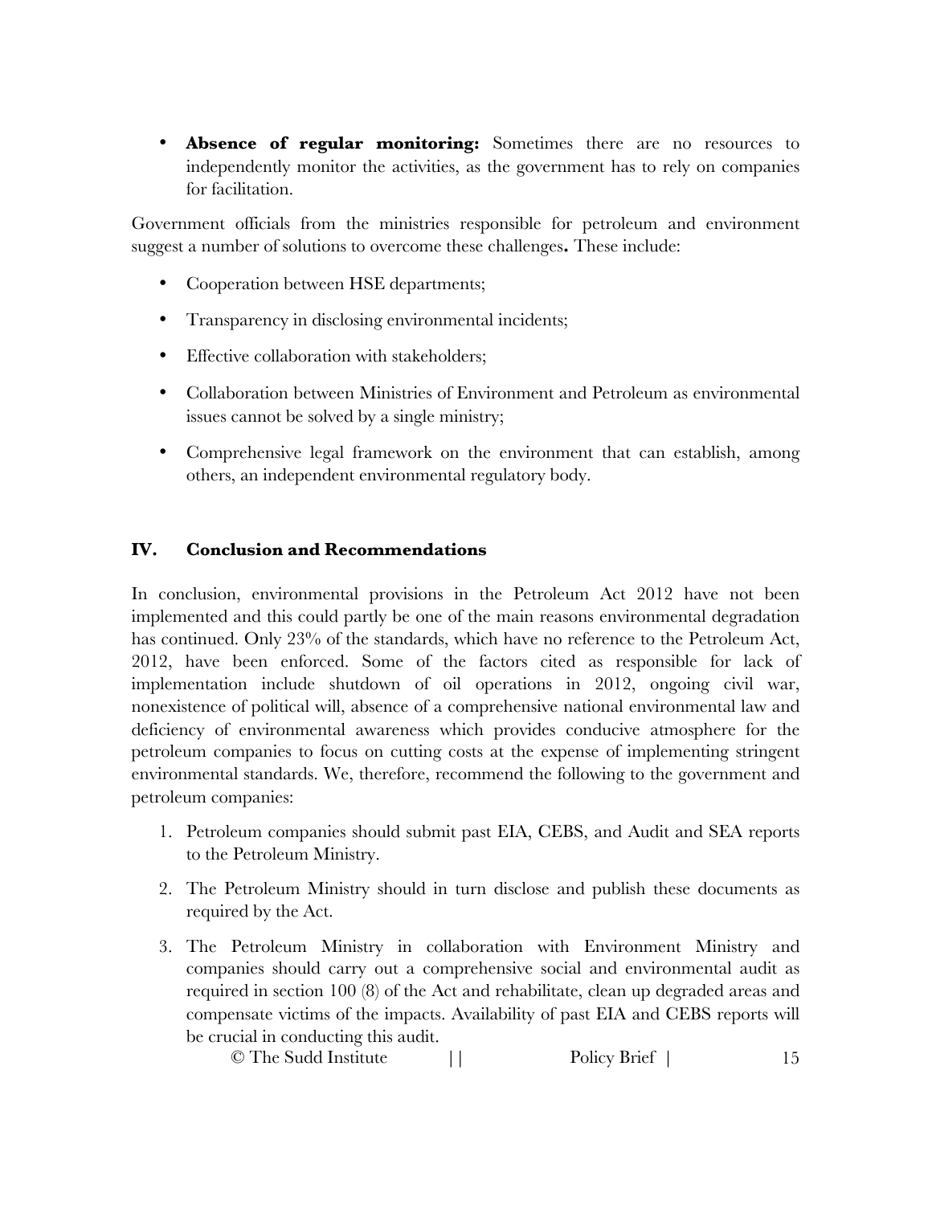- **Absence of regular monitoring:** Sometimes there are no resources to independently monitor the activities, as the government has to rely on companies for facilitation.

Government officials from the ministries responsible for petroleum and environment suggest a number of solutions to overcome these challenges**.** These include:

- Cooperation between HSE departments;
- Transparency in disclosing environmental incidents;
- Effective collaboration with stakeholders;
- Collaboration between Ministries of Environment and Petroleum as environmental issues cannot be solved by a single ministry;
- Comprehensive legal framework on the environment that can establish, among others, an independent environmental regulatory body.

## IV. Conclusion and Recommendations

In conclusion, environmental provisions in the Petroleum Act 2012 have not been implemented and this could partly be one of the main reasons environmental degradation has continued. Only 23% of the standards, which have no reference to the Petroleum Act, 2012, have been enforced. Some of the factors cited as responsible for lack of implementation include shutdown of oil operations in 2012, ongoing civil war, nonexistence of political will, absence of a comprehensive national environmental law and deficiency of environmental awareness which provides conducive atmosphere for the petroleum companies to focus on cutting costs at the expense of implementing stringent environmental standards. We, therefore, recommend the following to the government and petroleum companies:

1. Petroleum companies should submit past EIA, CEBS, and Audit and SEA reports to the Petroleum Ministry.
2. The Petroleum Ministry should in turn disclose and publish these documents as required by the Act.
3. The Petroleum Ministry in collaboration with Environment Ministry and companies should carry out a comprehensive social and environmental audit as required in section 100 (8) of the Act and rehabilitate, clean up degraded areas and compensate victims of the impacts. Availability of past EIA and CEBS reports will be crucial in conducting this audit.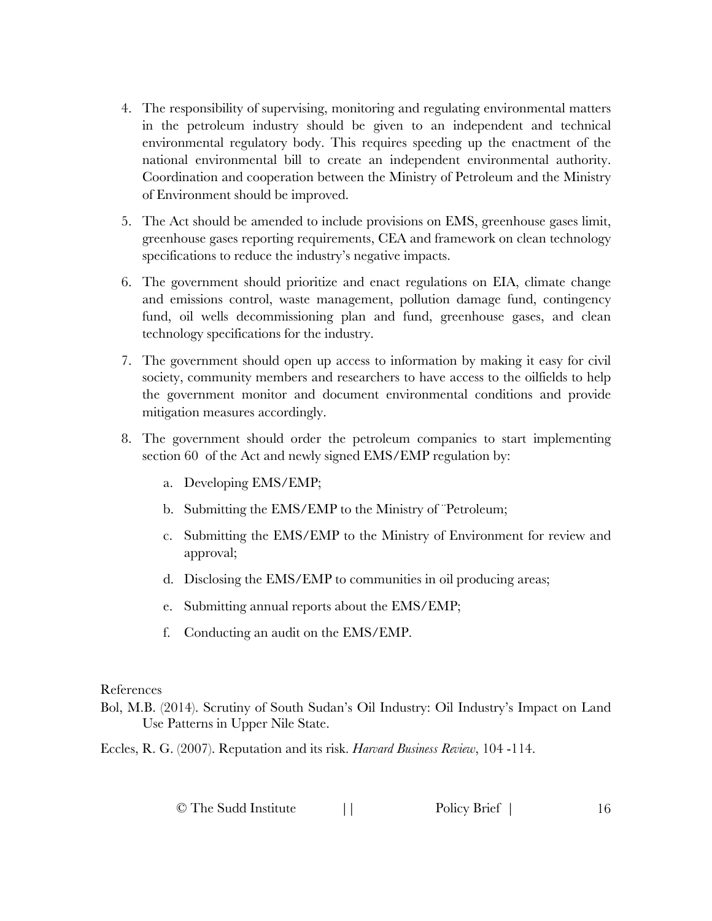4. The responsibility of supervising, monitoring and regulating environmental matters in the petroleum industry should be given to an independent and technical environmental regulatory body. This requires speeding up the enactment of the national environmental bill to create an independent environmental authority. Coordination and cooperation between the Ministry of Petroleum and the Ministry of Environment should be improved.

5. The Act should be amended to include provisions on EMS, greenhouse gases limit, greenhouse gases reporting requirements, CEA and framework on clean technology specifications to reduce the industry's negative impacts.

6. The government should prioritize and enact regulations on EIA, climate change and emissions control, waste management, pollution damage fund, contingency fund, oil wells decommissioning plan and fund, greenhouse gases, and clean technology specifications for the industry.

7. The government should open up access to information by making it easy for civil society, community members and researchers to have access to the oilfields to help the government monitor and document environmental conditions and provide mitigation measures accordingly.

8. The government should order the petroleum companies to start implementing section 60 of the Act and newly signed EMS/EMP regulation by:

   a. Developing EMS/EMP;

   b. Submitting the EMS/EMP to the Ministry of ¨Petroleum;

   c. Submitting the EMS/EMP to the Ministry of Environment for review and approval;

   d. Disclosing the EMS/EMP to communities in oil producing areas;

   e. Submitting annual reports about the EMS/EMP;

   f. Conducting an audit on the EMS/EMP.

References

Bol, M.B. (2014). Scrutiny of South Sudan's Oil Industry: Oil Industry's Impact on Land Use Patterns in Upper Nile State.

Eccles, R. G. (2007). Reputation and its risk. *Harvard Business Review*, 104 -114.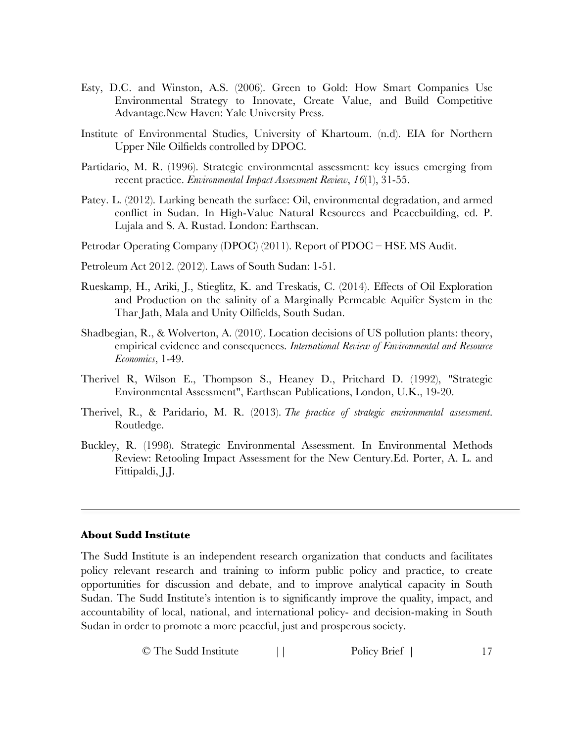Esty, D.C. and Winston, A.S. (2006). Green to Gold: How Smart Companies Use Environmental Strategy to Innovate, Create Value, and Build Competitive Advantage.New Haven: Yale University Press.

Institute of Environmental Studies, University of Khartoum. (n.d). EIA for Northern Upper Nile Oilfields controlled by DPOC.

Partidario, M. R. (1996). Strategic environmental assessment: key issues emerging from recent practice. *Environmental Impact Assessment Review*, *16*(1), 31-55.

Patey. L. (2012). Lurking beneath the surface: Oil, environmental degradation, and armed conflict in Sudan. In High-Value Natural Resources and Peacebuilding, ed. P. Lujala and S. A. Rustad. London: Earthscan.

Petrodar Operating Company (DPOC) (2011). Report of PDOC – HSE MS Audit.

Petroleum Act 2012. (2012). Laws of South Sudan: 1-51.

Rueskamp, H., Ariki, J., Stieglitz, K. and Treskatis, C. (2014). Effects of Oil Exploration and Production on the salinity of a Marginally Permeable Aquifer System in the Thar Jath, Mala and Unity Oilfields, South Sudan.

Shadbegian, R., & Wolverton, A. (2010). Location decisions of US pollution plants: theory, empirical evidence and consequences. *International Review of Environmental and Resource Economics*, 1-49.

Therivel R, Wilson E., Thompson S., Heaney D., Pritchard D. (1992), "Strategic Environmental Assessment", Earthscan Publications, London, U.K., 19-20.

Therivel, R., & Paridario, M. R. (2013). *The practice of strategic environmental assessment*. Routledge.

Buckley, R. (1998). Strategic Environmental Assessment. In Environmental Methods Review: Retooling Impact Assessment for the New Century.Ed. Porter, A. L. and Fittipaldi, J.J.

---

**About Sudd Institute**

The Sudd Institute is an independent research organization that conducts and facilitates policy relevant research and training to inform public policy and practice, to create opportunities for discussion and debate, and to improve analytical capacity in South Sudan. The Sudd Institute's intention is to significantly improve the quality, impact, and accountability of local, national, and international policy- and decision-making in South Sudan in order to promote a more peaceful, just and prosperous society.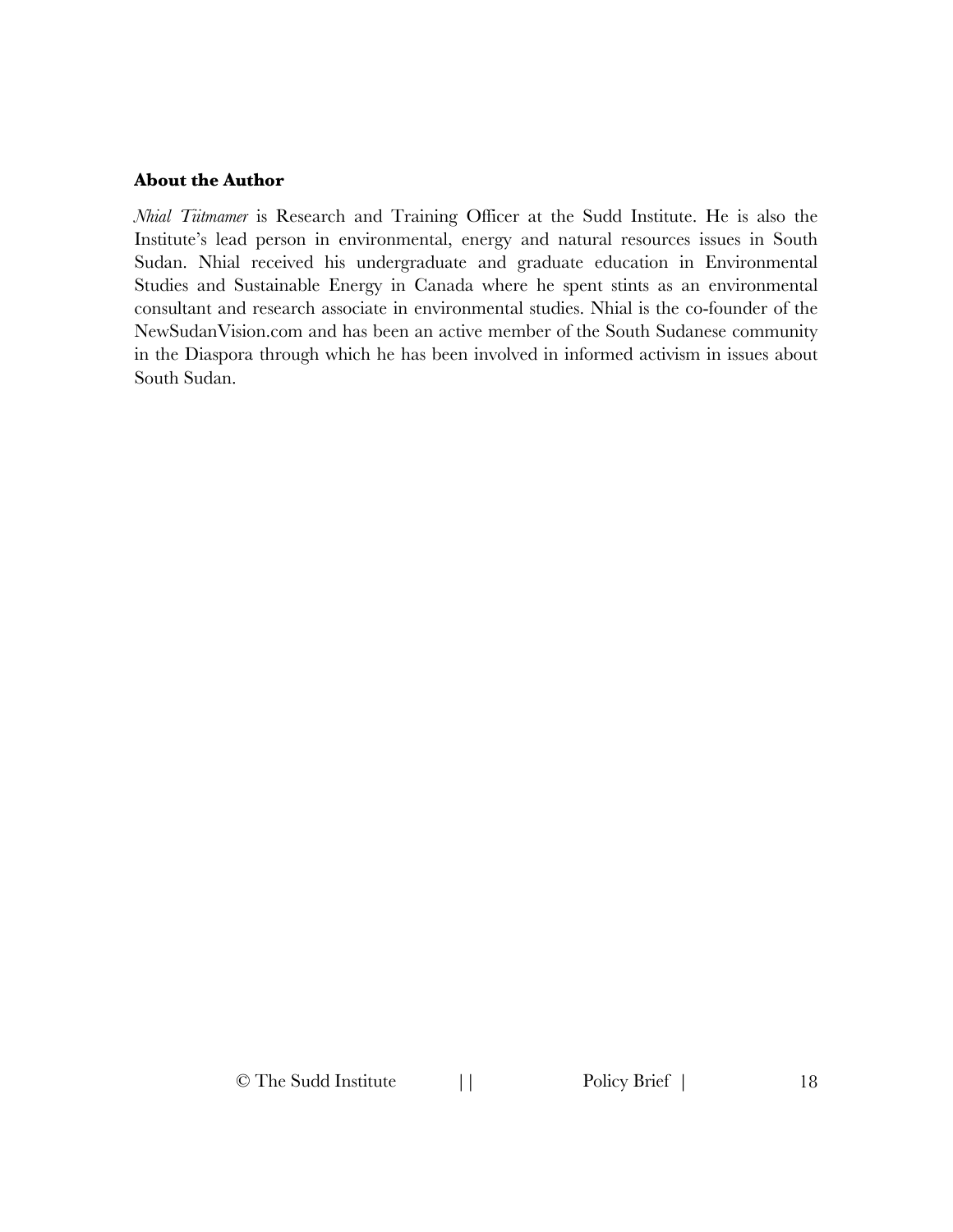**About the Author**

*Nhial Tiitmamer* is Research and Training Officer at the Sudd Institute. He is also the Institute's lead person in environmental, energy and natural resources issues in South Sudan. Nhial received his undergraduate and graduate education in Environmental Studies and Sustainable Energy in Canada where he spent stints as an environmental consultant and research associate in environmental studies. Nhial is the co-founder of the NewSudanVision.com and has been an active member of the South Sudanese community in the Diaspora through which he has been involved in informed activism in issues about South Sudan.